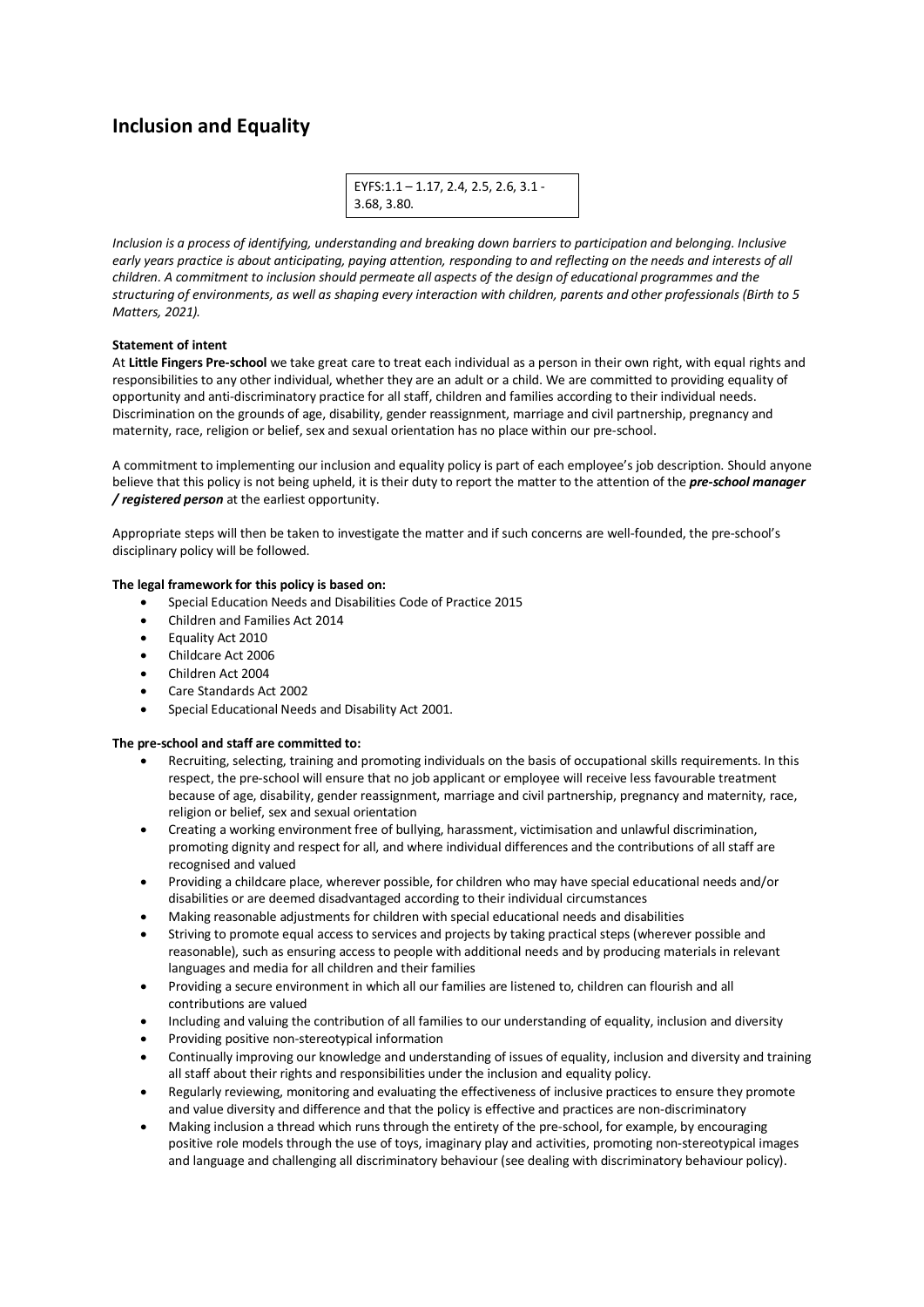# Inclusion and Equality

EYFS:1.1 – 1.17, 2.4, 2.5, 2.6, 3.1 - 3.68, 3.80.

*Inclusion is a process of identifying, understanding and breaking down barriers to participation and belonging. Inclusive early years practice is about anticipating, paying attention, responding to and reflecting on the needs and interests of all children. A commitment to inclusion should permeate all aspects of the design of educational programmes and the structuring of environments, as well as shaping every interaction with children, parents and other professionals (Birth to 5 Matters, 2021).*

**Statement of intent**

At **Little Fingers Pre-school** we take great care to treat each individual as a person in their own right, with equal rights and responsibilities to any other individual, whether they are an adult or a child. We are committed to providing equality of opportunity and anti-discriminatory practice for all staff, children and families according to their individual needs. Discrimination on the grounds of age, disability, gender reassignment, marriage and civil partnership, pregnancy and maternity, race, religion or belief, sex and sexual orientation has no place within our pre-school.

A commitment to implementing our inclusion and equality policy is part of each employee's job description. Should anyone believe that this policy is not being upheld, it is their duty to report the matter to the attention of the ***pre-school manager / registered person*** at the earliest opportunity.

Appropriate steps will then be taken to investigate the matter and if such concerns are well-founded, the pre-school's disciplinary policy will be followed.

**The legal framework for this policy is based on:**

- Special Education Needs and Disabilities Code of Practice 2015
- Children and Families Act 2014
- Equality Act 2010
- Childcare Act 2006
- Children Act 2004
- Care Standards Act 2002
- Special Educational Needs and Disability Act 2001.

**The pre-school and staff are committed to:**

- Recruiting, selecting, training and promoting individuals on the basis of occupational skills requirements. In this respect, the pre-school will ensure that no job applicant or employee will receive less favourable treatment because of age, disability, gender reassignment, marriage and civil partnership, pregnancy and maternity, race, religion or belief, sex and sexual orientation
- Creating a working environment free of bullying, harassment, victimisation and unlawful discrimination, promoting dignity and respect for all, and where individual differences and the contributions of all staff are recognised and valued
- Providing a childcare place, wherever possible, for children who may have special educational needs and/or disabilities or are deemed disadvantaged according to their individual circumstances
- Making reasonable adjustments for children with special educational needs and disabilities
- Striving to promote equal access to services and projects by taking practical steps (wherever possible and reasonable), such as ensuring access to people with additional needs and by producing materials in relevant languages and media for all children and their families
- Providing a secure environment in which all our families are listened to, children can flourish and all contributions are valued
- Including and valuing the contribution of all families to our understanding of equality, inclusion and diversity
- Providing positive non-stereotypical information
- Continually improving our knowledge and understanding of issues of equality, inclusion and diversity and training all staff about their rights and responsibilities under the inclusion and equality policy.
- Regularly reviewing, monitoring and evaluating the effectiveness of inclusive practices to ensure they promote and value diversity and difference and that the policy is effective and practices are non-discriminatory
- Making inclusion a thread which runs through the entirety of the pre-school, for example, by encouraging positive role models through the use of toys, imaginary play and activities, promoting non-stereotypical images and language and challenging all discriminatory behaviour (see dealing with discriminatory behaviour policy).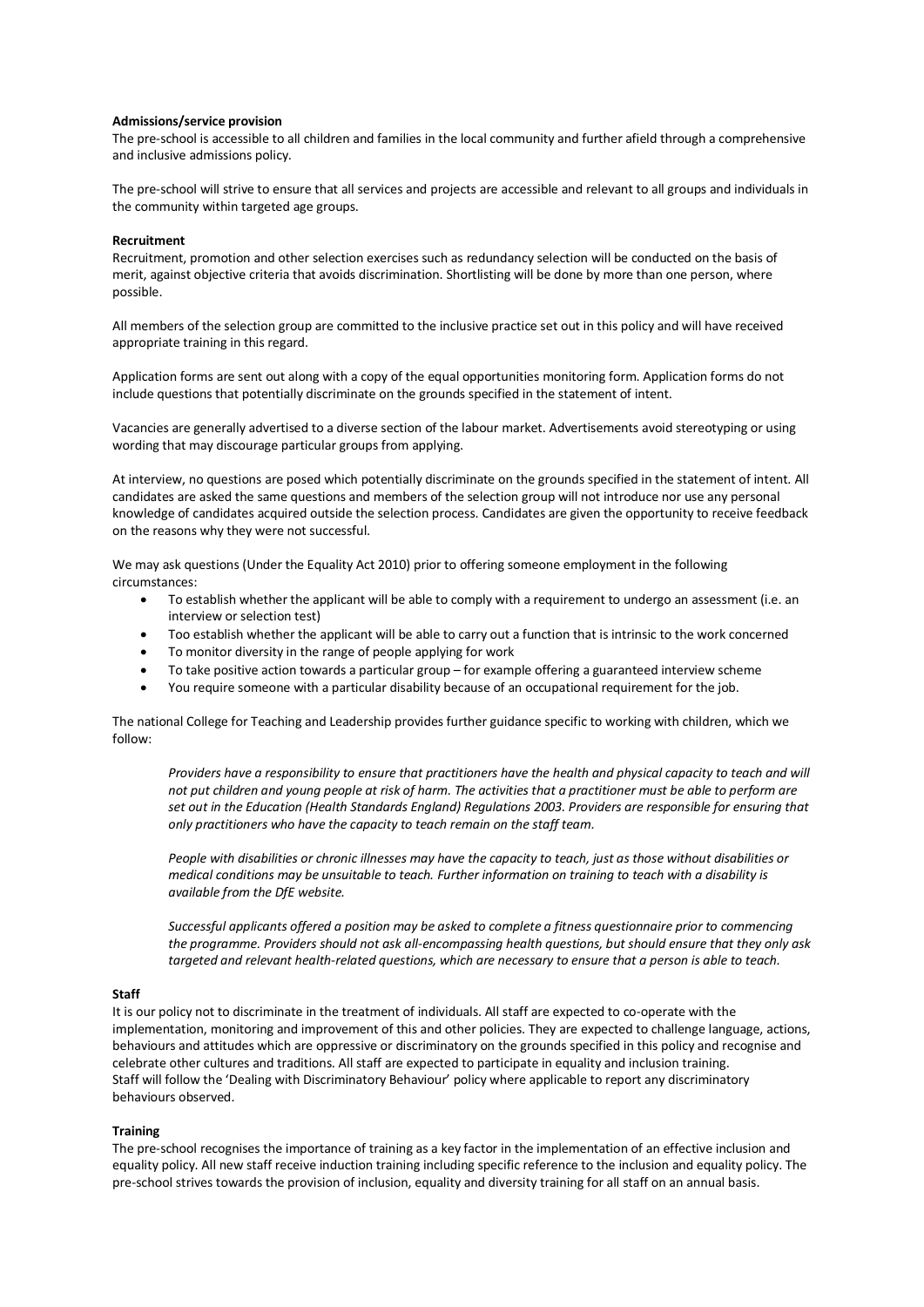**Admissions/service provision**

The pre-school is accessible to all children and families in the local community and further afield through a comprehensive and inclusive admissions policy.

The pre-school will strive to ensure that all services and projects are accessible and relevant to all groups and individuals in the community within targeted age groups.

**Recruitment**

Recruitment, promotion and other selection exercises such as redundancy selection will be conducted on the basis of merit, against objective criteria that avoids discrimination. Shortlisting will be done by more than one person, where possible.

All members of the selection group are committed to the inclusive practice set out in this policy and will have received appropriate training in this regard.

Application forms are sent out along with a copy of the equal opportunities monitoring form. Application forms do not include questions that potentially discriminate on the grounds specified in the statement of intent.

Vacancies are generally advertised to a diverse section of the labour market. Advertisements avoid stereotyping or using wording that may discourage particular groups from applying.

At interview, no questions are posed which potentially discriminate on the grounds specified in the statement of intent. All candidates are asked the same questions and members of the selection group will not introduce nor use any personal knowledge of candidates acquired outside the selection process. Candidates are given the opportunity to receive feedback on the reasons why they were not successful.

We may ask questions (Under the Equality Act 2010) prior to offering someone employment in the following circumstances:

- To establish whether the applicant will be able to comply with a requirement to undergo an assessment (i.e. an interview or selection test)
- Too establish whether the applicant will be able to carry out a function that is intrinsic to the work concerned
- To monitor diversity in the range of people applying for work
- To take positive action towards a particular group – for example offering a guaranteed interview scheme
- You require someone with a particular disability because of an occupational requirement for the job.

The national College for Teaching and Leadership provides further guidance specific to working with children, which we follow:

> *Providers have a responsibility to ensure that practitioners have the health and physical capacity to teach and will not put children and young people at risk of harm. The activities that a practitioner must be able to perform are set out in the Education (Health Standards England) Regulations 2003. Providers are responsible for ensuring that only practitioners who have the capacity to teach remain on the staff team.*
>
> *People with disabilities or chronic illnesses may have the capacity to teach, just as those without disabilities or medical conditions may be unsuitable to teach. Further information on training to teach with a disability is available from the DfE website.*
>
> *Successful applicants offered a position may be asked to complete a fitness questionnaire prior to commencing the programme. Providers should not ask all-encompassing health questions, but should ensure that they only ask targeted and relevant health-related questions, which are necessary to ensure that a person is able to teach.*

**Staff**

It is our policy not to discriminate in the treatment of individuals. All staff are expected to co-operate with the implementation, monitoring and improvement of this and other policies. They are expected to challenge language, actions, behaviours and attitudes which are oppressive or discriminatory on the grounds specified in this policy and recognise and celebrate other cultures and traditions. All staff are expected to participate in equality and inclusion training. Staff will follow the 'Dealing with Discriminatory Behaviour' policy where applicable to report any discriminatory behaviours observed.

**Training**

The pre-school recognises the importance of training as a key factor in the implementation of an effective inclusion and equality policy. All new staff receive induction training including specific reference to the inclusion and equality policy. The pre-school strives towards the provision of inclusion, equality and diversity training for all staff on an annual basis.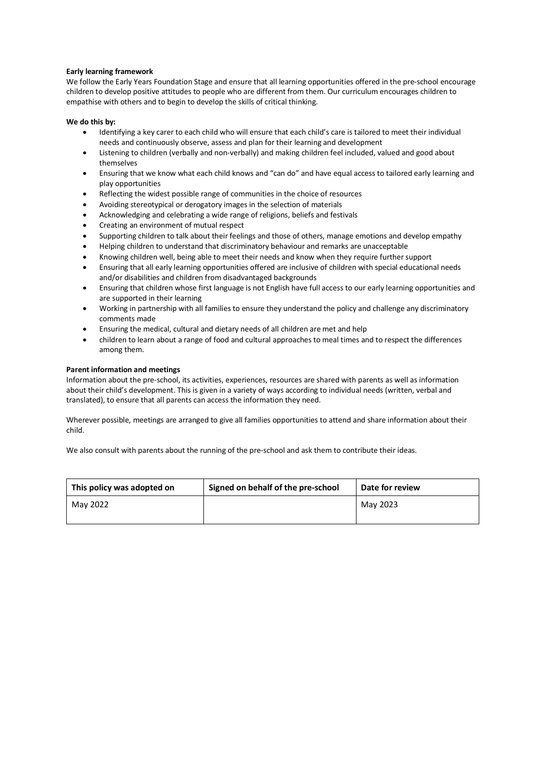**Early learning framework**

We follow the Early Years Foundation Stage and ensure that all learning opportunities offered in the pre-school encourage children to develop positive attitudes to people who are different from them. Our curriculum encourages children to empathise with others and to begin to develop the skills of critical thinking.

**We do this by:**

- Identifying a key carer to each child who will ensure that each child's care is tailored to meet their individual needs and continuously observe, assess and plan for their learning and development
- Listening to children (verbally and non-verbally) and making children feel included, valued and good about themselves
- Ensuring that we know what each child knows and "can do" and have equal access to tailored early learning and play opportunities
- Reflecting the widest possible range of communities in the choice of resources
- Avoiding stereotypical or derogatory images in the selection of materials
- Acknowledging and celebrating a wide range of religions, beliefs and festivals
- Creating an environment of mutual respect
- Supporting children to talk about their feelings and those of others, manage emotions and develop empathy
- Helping children to understand that discriminatory behaviour and remarks are unacceptable
- Knowing children well, being able to meet their needs and know when they require further support
- Ensuring that all early learning opportunities offered are inclusive of children with special educational needs and/or disabilities and children from disadvantaged backgrounds
- Ensuring that children whose first language is not English have full access to our early learning opportunities and are supported in their learning
- Working in partnership with all families to ensure they understand the policy and challenge any discriminatory comments made
- Ensuring the medical, cultural and dietary needs of all children are met and help
- children to learn about a range of food and cultural approaches to meal times and to respect the differences among them.

**Parent information and meetings**

Information about the pre-school, its activities, experiences, resources are shared with parents as well as information about their child's development. This is given in a variety of ways according to individual needs (written, verbal and translated), to ensure that all parents can access the information they need.

Wherever possible, meetings are arranged to give all families opportunities to attend and share information about their child.

We also consult with parents about the running of the pre-school and ask them to contribute their ideas.

| This policy was adopted on | Signed on behalf of the pre-school | Date for review |
|---|---|---|
| May 2022 | | May 2023 |